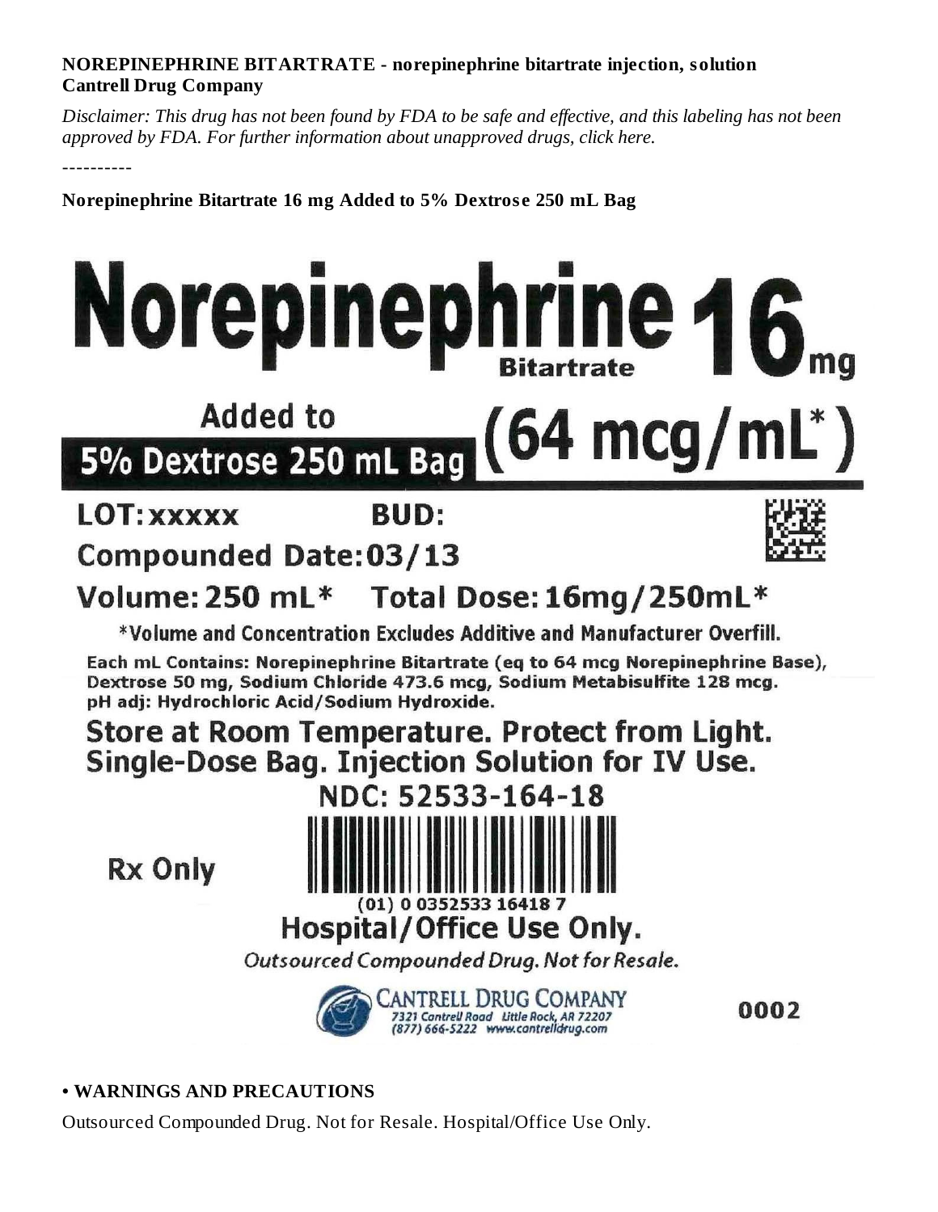**NOREPINEPHRINE BITARTRATE - norepinephrine bitartrate injection, solution**
**Cantrell Drug Company**

*Disclaimer: This drug has not been found by FDA to be safe and effective, and this labeling has not been approved by FDA. For further information about unapproved drugs, click here.*

----------

**Norepinephrine Bitartrate 16 mg Added to 5% Dextrose 250 mL Bag**

# Norepinephrine Bitartrate 16 mg

Added to
**5% Dextrose 250 mL Bag** (64 mcg/mL*)

LOT: xxxxx BUD:

Compounded Date: 03/13

Volume: 250 mL* Total Dose: 16mg/250mL*

*Volume and Concentration Excludes Additive and Manufacturer Overfill.

Each mL Contains: Norepinephrine Bitartrate (eq to 64 mcg Norepinephrine Base), Dextrose 50 mg, Sodium Chloride 473.6 mcg, Sodium Metabisulfite 128 mcg. pH adj: Hydrochloric Acid/Sodium Hydroxide.

Store at Room Temperature. Protect from Light.
Single-Dose Bag. Injection Solution for IV Use.

NDC: 52533-164-18

Rx Only

(01) 0 0352533 16418 7

Hospital/Office Use Only.

*Outsourced Compounded Drug. Not for Resale.*

CANTRELL DRUG COMPANY
7321 Cantrell Road Little Rock, AR 72207
(877) 666-5222 www.cantrelldrug.com

0002

**• WARNINGS AND PRECAUTIONS**

Outsourced Compounded Drug. Not for Resale. Hospital/Office Use Only.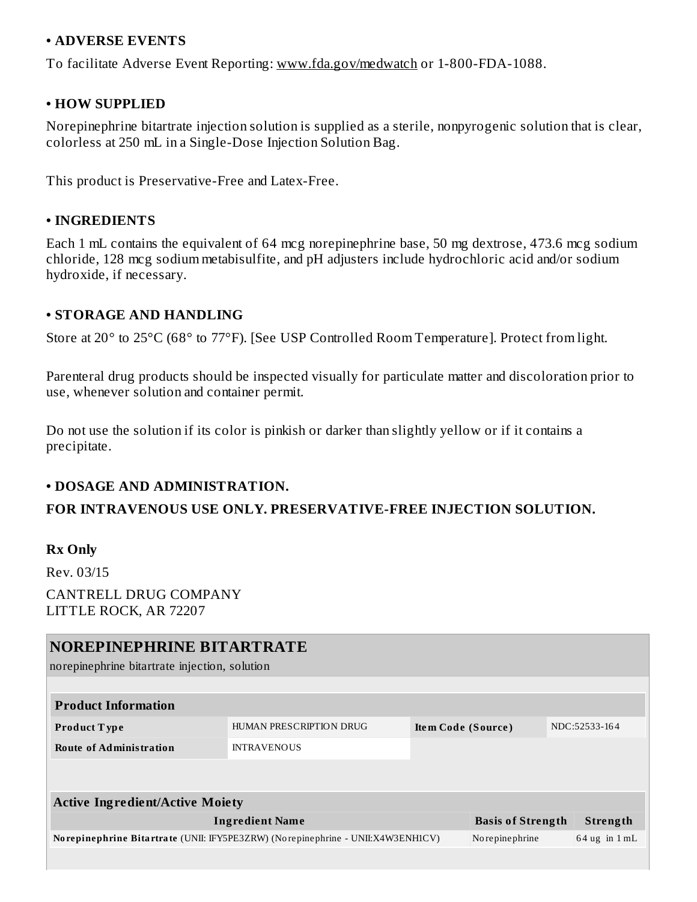• **ADVERSE EVENTS**

To facilitate Adverse Event Reporting: www.fda.gov/medwatch or 1-800-FDA-1088.

• **HOW SUPPLIED**

Norepinephrine bitartrate injection solution is supplied as a sterile, nonpyrogenic solution that is clear, colorless at 250 mL in a Single-Dose Injection Solution Bag.

This product is Preservative-Free and Latex-Free.

• **INGREDIENTS**

Each 1 mL contains the equivalent of 64 mcg norepinephrine base, 50 mg dextrose, 473.6 mcg sodium chloride, 128 mcg sodium metabisulfite, and pH adjusters include hydrochloric acid and/or sodium hydroxide, if necessary.

• **STORAGE AND HANDLING**

Store at 20° to 25°C (68° to 77°F). [See USP Controlled Room Temperature]. Protect from light.

Parenteral drug products should be inspected visually for particulate matter and discoloration prior to use, whenever solution and container permit.

Do not use the solution if its color is pinkish or darker than slightly yellow or if it contains a precipitate.

• **DOSAGE AND ADMINISTRATION.**

**FOR INTRAVENOUS USE ONLY. PRESERVATIVE-FREE INJECTION SOLUTION.**

**Rx Only**

Rev. 03/15

CANTRELL DRUG COMPANY
LITTLE ROCK, AR 72207

## NOREPINEPHRINE BITARTRATE

norepinephrine bitartrate injection, solution

| **Product Information** | | | |
|---|---|---|---|
| **Product Type** | HUMAN PRESCRIPTION DRUG | **Item Code (Source)** | NDC:52533-164 |
| **Route of Administration** | INTRAVENOUS | | |

| **Active Ingredient/Active Moiety** | | |
|---|---|---|
| **Ingredient Name** | **Basis of Strength** | **Strength** |
| **Norepinephrine Bitartrate** (UNII: IFY5PE3ZRW) (Norepinephrine - UNII:X4W3ENH1CV) | Norepinephrine | 64 ug in 1 mL |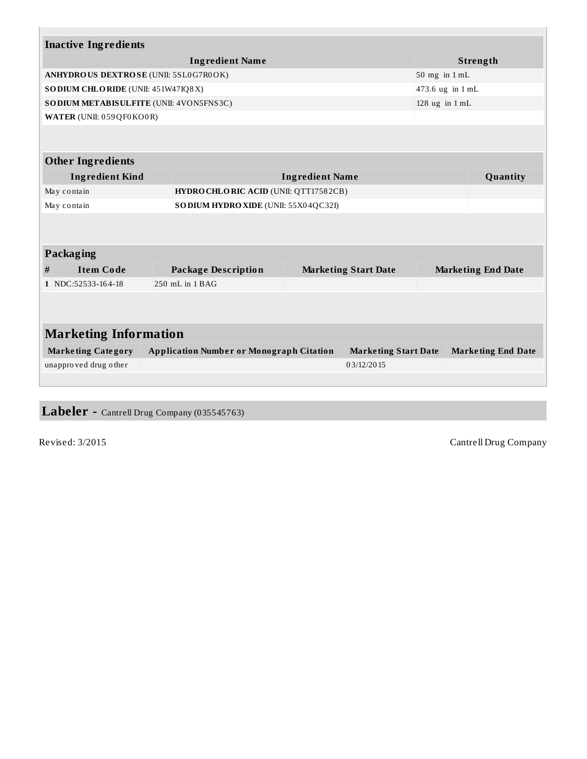### Inactive Ingredients

| Ingredient Name | Strength |
|---|---|
| **ANHYDROUS DEXTROSE** (UNII: 5SL0G7R0OK) | 50 mg in 1 mL |
| **SODIUM CHLORIDE** (UNII: 451W47IQ8X) | 473.6 ug in 1 mL |
| **SODIUM METABISULFITE** (UNII: 4VON5FNS3C) | 128 ug in 1 mL |
| **WATER** (UNII: 059QF0KO0R) | |

### Other Ingredients

| Ingredient Kind | Ingredient Name | Quantity |
|---|---|---|
| May contain | **HYDROCHLORIC ACID** (UNII: QTT17582CB) | |
| May contain | **SODIUM HYDROXIDE** (UNII: 55X04QC32I) | |

### Packaging

| # | Item Code | Package Description | Marketing Start Date | Marketing End Date |
|---|---|---|---|---|
| 1 | NDC:52533-164-18 | 250 mL in 1 BAG | | |

### Marketing Information

| Marketing Category | Application Number or Monograph Citation | Marketing Start Date | Marketing End Date |
|---|---|---|---|
| unapproved drug other | | 03/12/2015 | |

## Labeler - Cantrell Drug Company (035545763)

Revised: 3/2015

Cantrell Drug Company